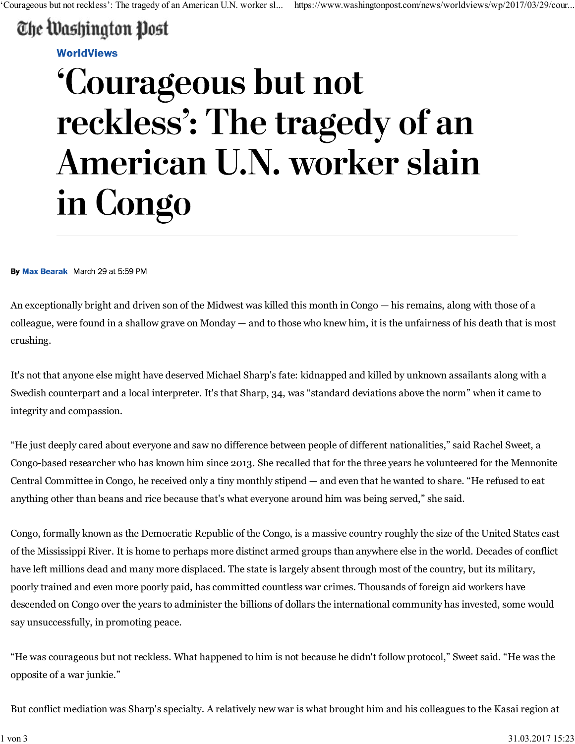The Washington Post

WorldViews

# 'Courageous but not reckless': The tragedy of an American U.N. worker slain in Congo

**By** Max Bearak March 29 at 5:59 PM

An exceptionally bright and driven son of the Midwest was killed this month in Congo — his remains, along with those of a colleague, were found in a shallow grave on Monday — and to those who knew him, it is the unfairness of his death that is most crushing.

It's not that anyone else might have deserved Michael Sharp's fate: kidnapped and killed by unknown assailants along with a Swedish counterpart and a local interpreter. It's that Sharp, 34, was "standard deviations above the norm" when it came to integrity and compassion.

"He just deeply cared about everyone and saw no difference between people of different nationalities," said Rachel Sweet, a Congo-based researcher who has known him since 2013. She recalled that for the three years he volunteered for the Mennonite Central Committee in Congo, he received only a tiny monthly stipend — and even that he wanted to share. "He refused to eat anything other than beans and rice because that's what everyone around him was being served," she said.

Congo, formally known as the Democratic Republic of the Congo, is a massive country roughly the size of the United States east of the Mississippi River. It is home to perhaps more distinct armed groups than anywhere else in the world. Decades of conflict have left millions dead and many more displaced. The state is largely absent through most of the country, but its military, poorly trained and even more poorly paid, has committed countless war crimes. Thousands of foreign aid workers have descended on Congo over the years to administer the billions of dollars the international community has invested, some would say unsuccessfully, in promoting peace.

"He was courageous but not reckless. What happened to him is not because he didn't follow protocol," Sweet said. "He was the opposite of a war junkie."

But conflict mediation was Sharp's specialty. A relatively new war is what brought him and his colleagues to the Kasai region at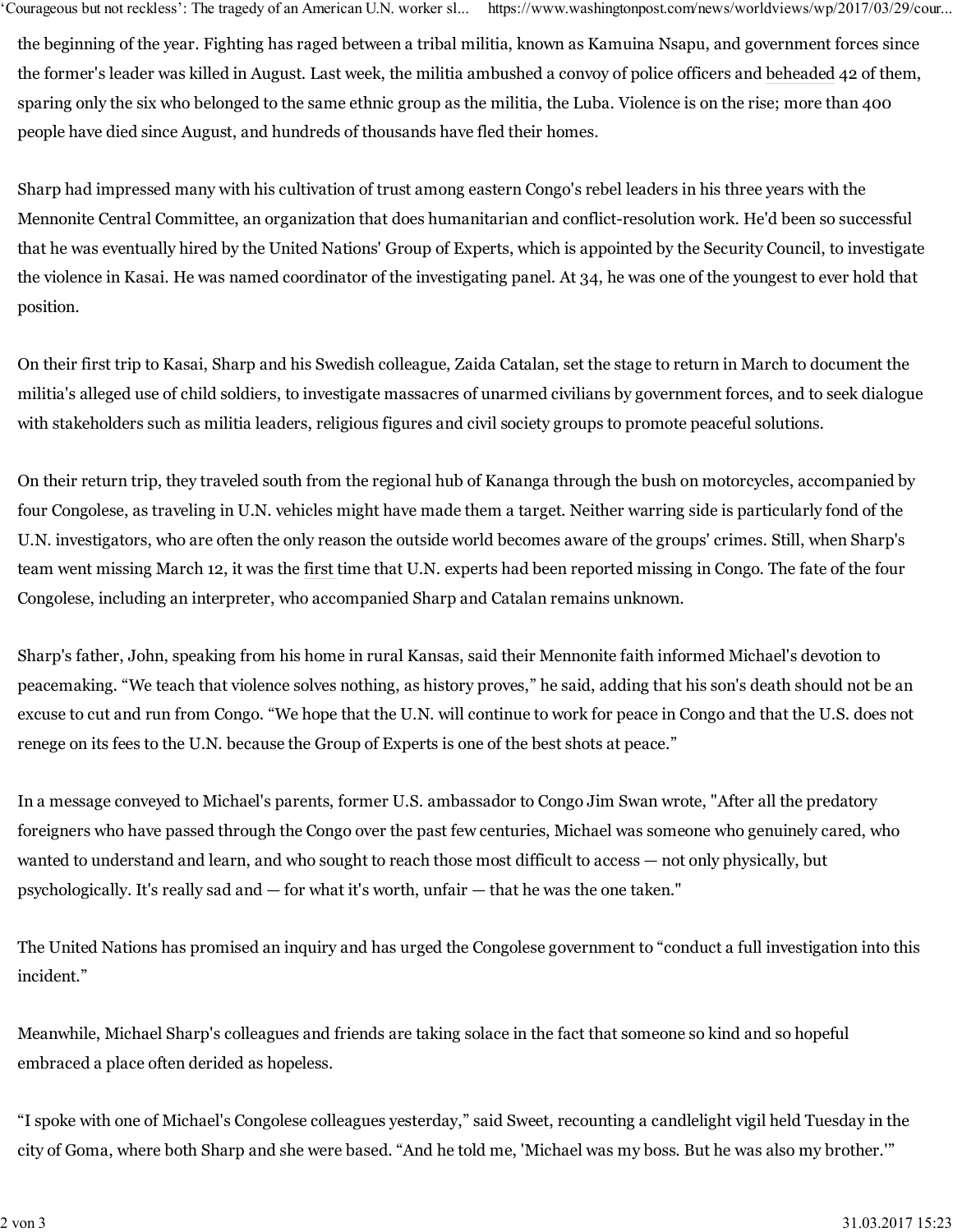the beginning of the year. Fighting has raged between a tribal militia, known as Kamuina Nsapu, and government forces since the former's leader was killed in August. Last week, the militia ambushed a convoy of police officers and beheaded 42 of them, sparing only the six who belonged to the same ethnic group as the militia, the Luba. Violence is on the rise; more than 400 people have died since August, and hundreds of thousands have fled their homes.

Sharp had impressed many with his cultivation of trust among eastern Congo's rebel leaders in his three years with the Mennonite Central Committee, an organization that does humanitarian and conflict-resolution work. He'd been so successful that he was eventually hired by the United Nations' Group of Experts, which is appointed by the Security Council, to investigate the violence in Kasai. He was named coordinator of the investigating panel. At 34, he was one of the youngest to ever hold that position.

On their first trip to Kasai, Sharp and his Swedish colleague, Zaida Catalan, set the stage to return in March to document the militia's alleged use of child soldiers, to investigate massacres of unarmed civilians by government forces, and to seek dialogue with stakeholders such as militia leaders, religious figures and civil society groups to promote peaceful solutions.

On their return trip, they traveled south from the regional hub of Kananga through the bush on motorcycles, accompanied by four Congolese, as traveling in U.N. vehicles might have made them a target. Neither warring side is particularly fond of the U.N. investigators, who are often the only reason the outside world becomes aware of the groups' crimes. Still, when Sharp's team went missing March 12, it was the first time that U.N. experts had been reported missing in Congo. The fate of the four Congolese, including an interpreter, who accompanied Sharp and Catalan remains unknown.

Sharp's father, John, speaking from his home in rural Kansas, said their Mennonite faith informed Michael's devotion to peacemaking. "We teach that violence solves nothing, as history proves," he said, adding that his son's death should not be an excuse to cut and run from Congo. "We hope that the U.N. will continue to work for peace in Congo and that the U.S. does not renege on its fees to the U.N. because the Group of Experts is one of the best shots at peace."

In a message conveyed to Michael's parents, former U.S. ambassador to Congo Jim Swan wrote, "After all the predatory foreigners who have passed through the Congo over the past few centuries, Michael was someone who genuinely cared, who wanted to understand and learn, and who sought to reach those most difficult to access — not only physically, but psychologically. It's really sad and — for what it's worth, unfair — that he was the one taken."

The United Nations has promised an inquiry and has urged the Congolese government to "conduct a full investigation into this incident."

Meanwhile, Michael Sharp's colleagues and friends are taking solace in the fact that someone so kind and so hopeful embraced a place often derided as hopeless.

"I spoke with one of Michael's Congolese colleagues yesterday," said Sweet, recounting a candlelight vigil held Tuesday in the city of Goma, where both Sharp and she were based. "And he told me, 'Michael was my boss. But he was also my brother.'"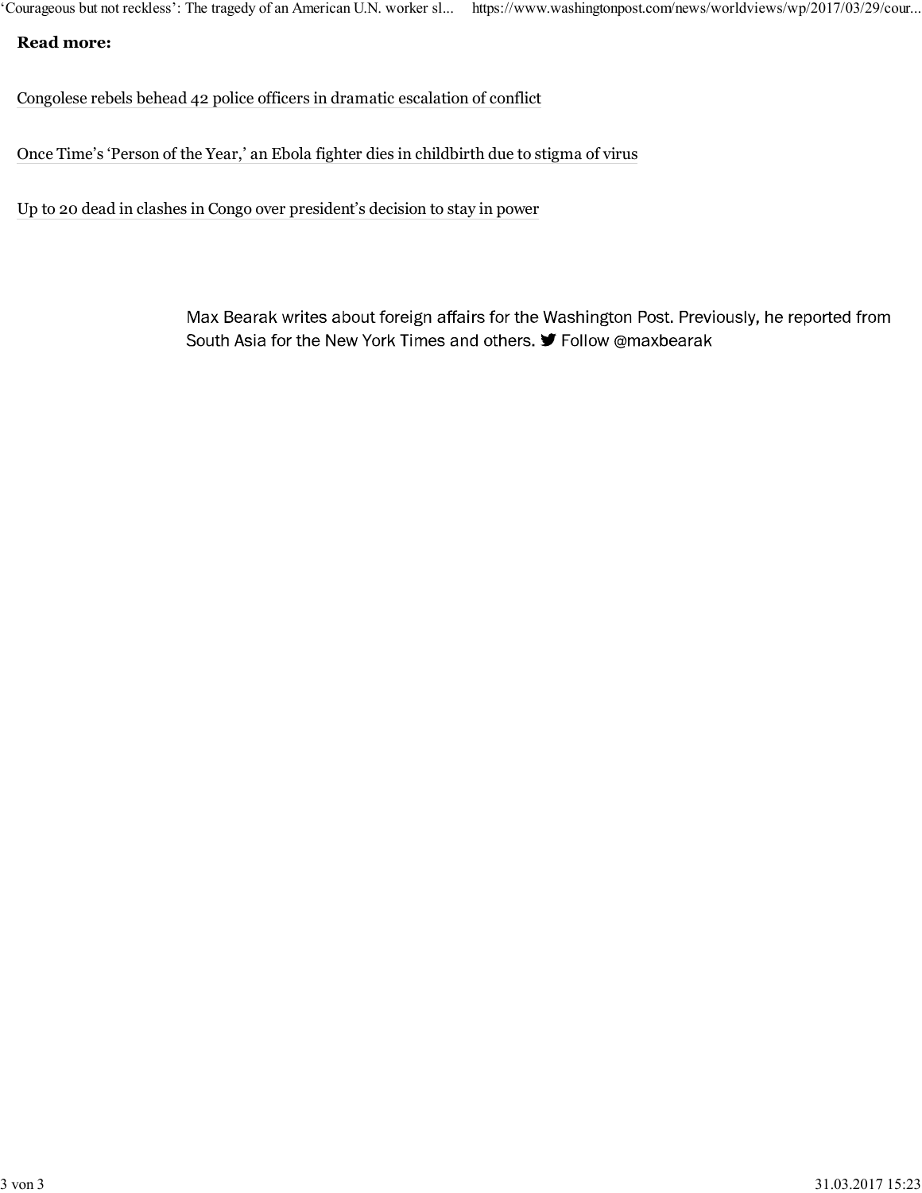**Read more:**

Congolese rebels behead 42 police officers in dramatic escalation of conflict

Once Time's 'Person of the Year,' an Ebola fighter dies in childbirth due to stigma of virus

Up to 20 dead in clashes in Congo over president's decision to stay in power

Max Bearak writes about foreign affairs for the Washington Post. Previously, he reported from South Asia for the New York Times and others. Follow @maxbearak